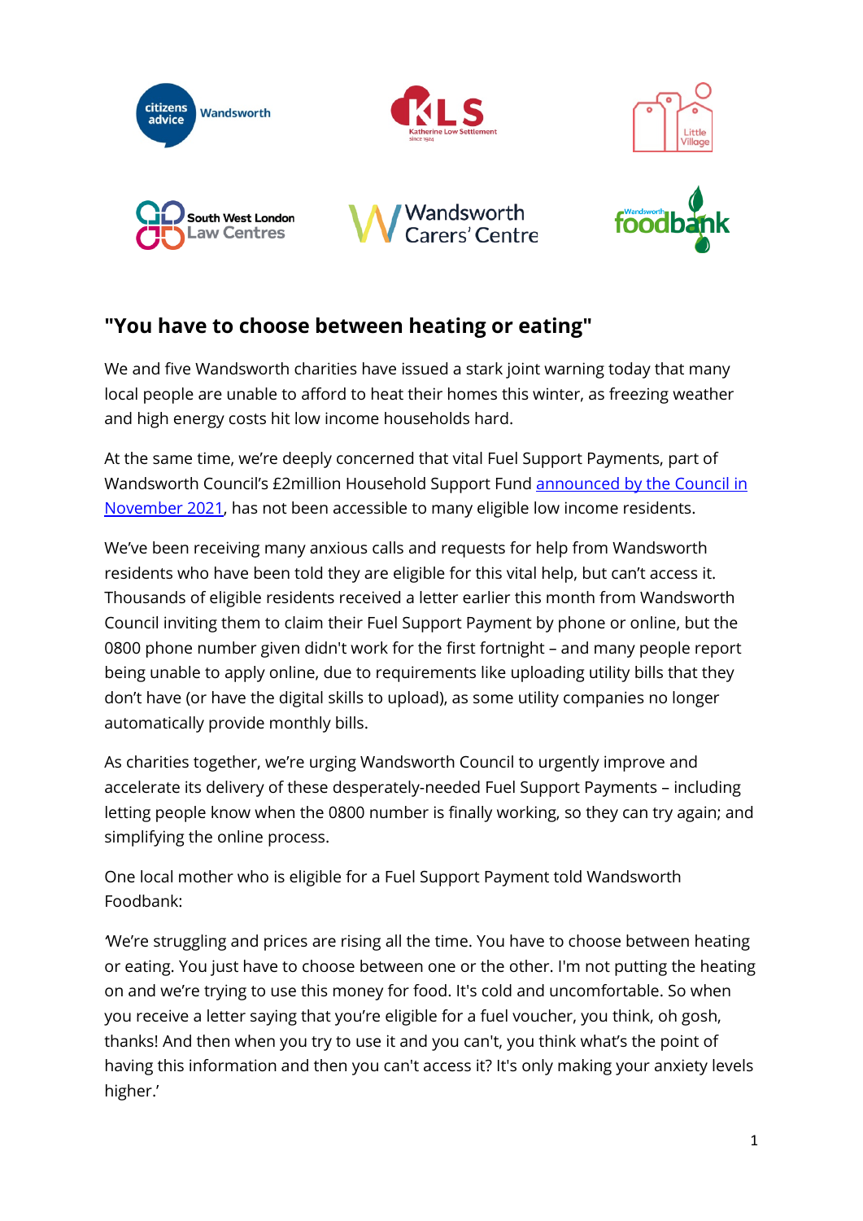## "You have to choose between heating or eating"

We and five Wandsworth charities have issued a stark joint warning today that many local people are unable to afford to heat their homes this winter, as freezing weather and high energy costs hit low income households hard.

At the same time, we're deeply concerned that vital Fuel Support Payments, part of Wandsworth Council's £2million Household Support Fund [announced by the Council in November 2021](), has not been accessible to many eligible low income residents.

We've been receiving many anxious calls and requests for help from Wandsworth residents who have been told they are eligible for this vital help, but can't access it. Thousands of eligible residents received a letter earlier this month from Wandsworth Council inviting them to claim their Fuel Support Payment by phone or online, but the 0800 phone number given didn't work for the first fortnight – and many people report being unable to apply online, due to requirements like uploading utility bills that they don't have (or have the digital skills to upload), as some utility companies no longer automatically provide monthly bills.

As charities together, we're urging Wandsworth Council to urgently improve and accelerate its delivery of these desperately-needed Fuel Support Payments – including letting people know when the 0800 number is finally working, so they can try again; and simplifying the online process.

One local mother who is eligible for a Fuel Support Payment told Wandsworth Foodbank:

'We're struggling and prices are rising all the time. You have to choose between heating or eating. You just have to choose between one or the other. I'm not putting the heating on and we're trying to use this money for food. It's cold and uncomfortable. So when you receive a letter saying that you're eligible for a fuel voucher, you think, oh gosh, thanks! And then when you try to use it and you can't, you think what's the point of having this information and then you can't access it? It's only making your anxiety levels higher.'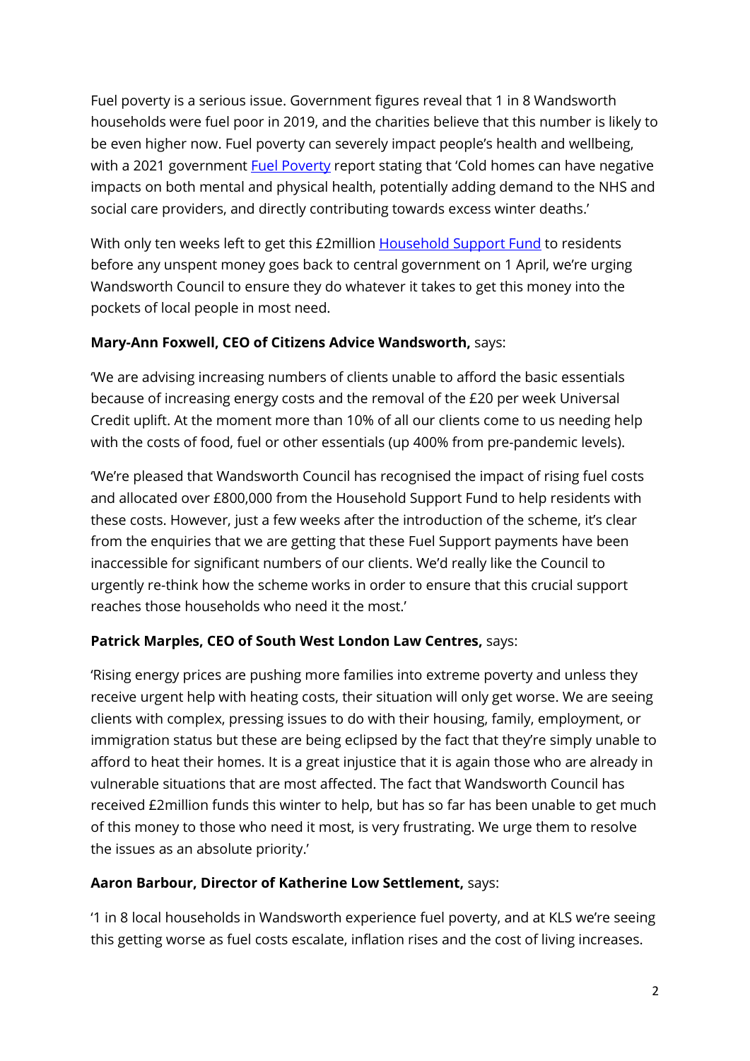Fuel poverty is a serious issue. Government figures reveal that 1 in 8 Wandsworth households were fuel poor in 2019, and the charities believe that this number is likely to be even higher now. Fuel poverty can severely impact people's health and wellbeing, with a 2021 government Fuel Poverty report stating that 'Cold homes can have negative impacts on both mental and physical health, potentially adding demand to the NHS and social care providers, and directly contributing towards excess winter deaths.'

With only ten weeks left to get this £2million Household Support Fund to residents before any unspent money goes back to central government on 1 April, we're urging Wandsworth Council to ensure they do whatever it takes to get this money into the pockets of local people in most need.

**Mary-Ann Foxwell, CEO of Citizens Advice Wandsworth,** says:

'We are advising increasing numbers of clients unable to afford the basic essentials because of increasing energy costs and the removal of the £20 per week Universal Credit uplift. At the moment more than 10% of all our clients come to us needing help with the costs of food, fuel or other essentials (up 400% from pre-pandemic levels).

'We're pleased that Wandsworth Council has recognised the impact of rising fuel costs and allocated over £800,000 from the Household Support Fund to help residents with these costs. However, just a few weeks after the introduction of the scheme, it's clear from the enquiries that we are getting that these Fuel Support payments have been inaccessible for significant numbers of our clients. We'd really like the Council to urgently re-think how the scheme works in order to ensure that this crucial support reaches those households who need it the most.'

**Patrick Marples, CEO of South West London Law Centres,** says:

'Rising energy prices are pushing more families into extreme poverty and unless they receive urgent help with heating costs, their situation will only get worse. We are seeing clients with complex, pressing issues to do with their housing, family, employment, or immigration status but these are being eclipsed by the fact that they're simply unable to afford to heat their homes. It is a great injustice that it is again those who are already in vulnerable situations that are most affected. The fact that Wandsworth Council has received £2million funds this winter to help, but has so far has been unable to get much of this money to those who need it most, is very frustrating. We urge them to resolve the issues as an absolute priority.'

**Aaron Barbour, Director of Katherine Low Settlement,** says:

'1 in 8 local households in Wandsworth experience fuel poverty, and at KLS we're seeing this getting worse as fuel costs escalate, inflation rises and the cost of living increases.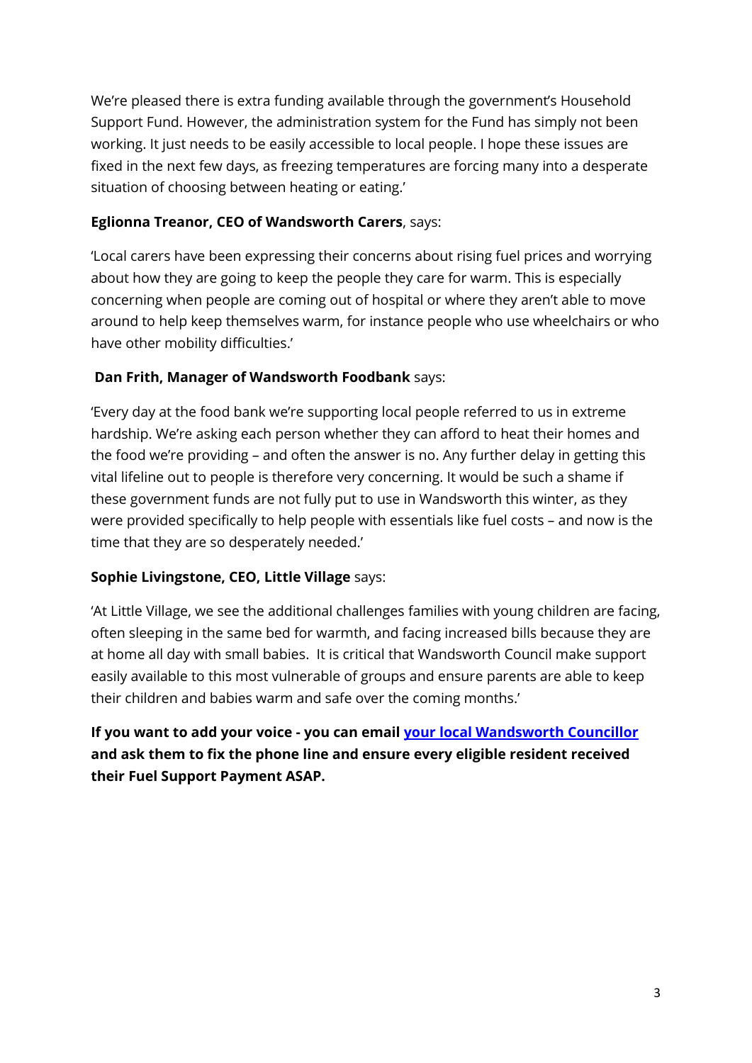We're pleased there is extra funding available through the government's Household Support Fund. However, the administration system for the Fund has simply not been working. It just needs to be easily accessible to local people. I hope these issues are fixed in the next few days, as freezing temperatures are forcing many into a desperate situation of choosing between heating or eating.'

**Eglionna Treanor, CEO of Wandsworth Carers**, says:

'Local carers have been expressing their concerns about rising fuel prices and worrying about how they are going to keep the people they care for warm. This is especially concerning when people are coming out of hospital or where they aren't able to move around to help keep themselves warm, for instance people who use wheelchairs or who have other mobility difficulties.'

**Dan Frith, Manager of Wandsworth Foodbank** says:

'Every day at the food bank we're supporting local people referred to us in extreme hardship. We're asking each person whether they can afford to heat their homes and the food we're providing – and often the answer is no. Any further delay in getting this vital lifeline out to people is therefore very concerning. It would be such a shame if these government funds are not fully put to use in Wandsworth this winter, as they were provided specifically to help people with essentials like fuel costs – and now is the time that they are so desperately needed.'

**Sophie Livingstone, CEO, Little Village** says:

'At Little Village, we see the additional challenges families with young children are facing, often sleeping in the same bed for warmth, and facing increased bills because they are at home all day with small babies. It is critical that Wandsworth Council make support easily available to this most vulnerable of groups and ensure parents are able to keep their children and babies warm and safe over the coming months.'

**If you want to add your voice - you can email your local Wandsworth Councillor and ask them to fix the phone line and ensure every eligible resident received their Fuel Support Payment ASAP.**